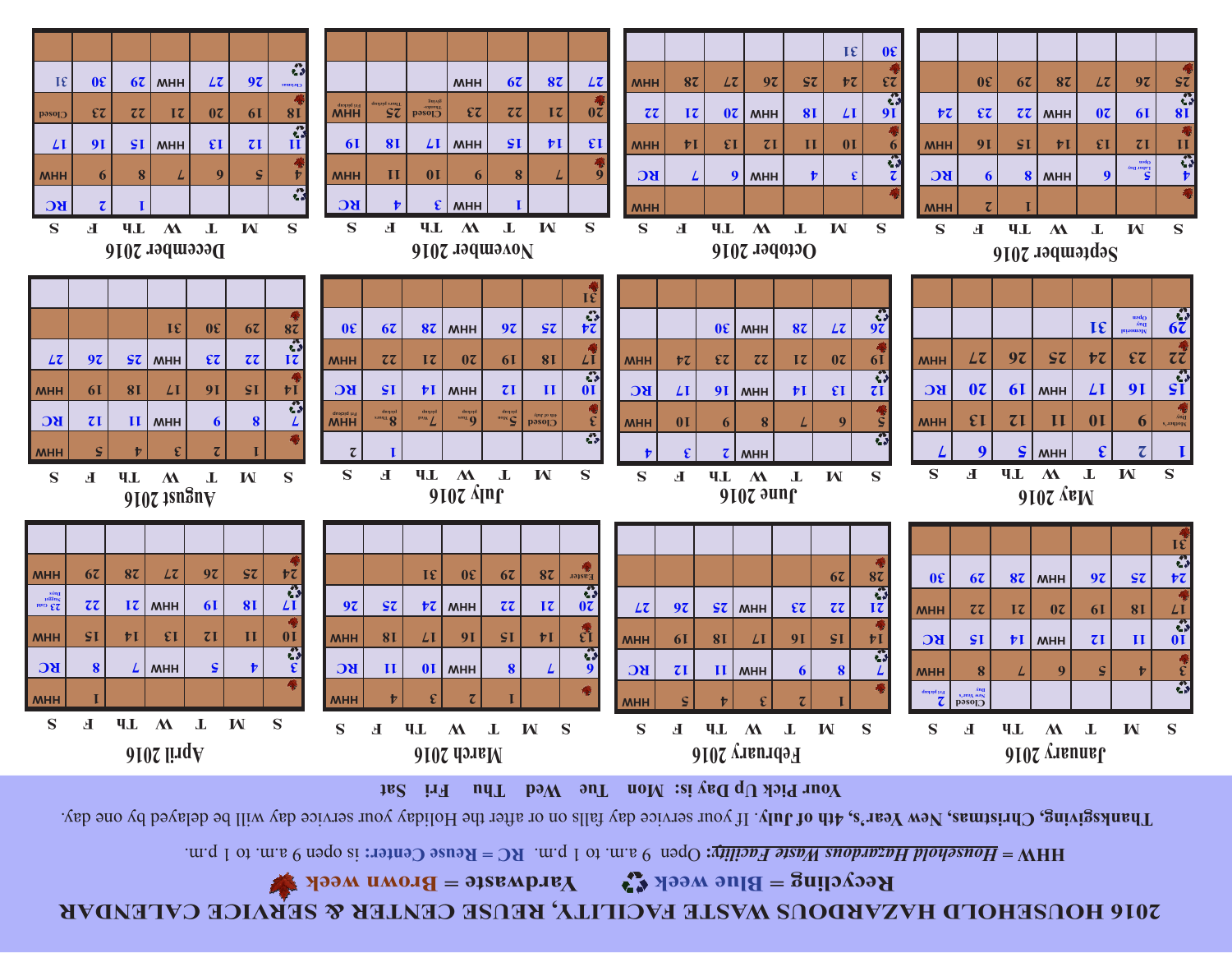# 2016 HOUSEHOLD HAZARDOUS WASTE FACILITY, REUSE CENTER & SERVICE CALENDAR

**Recycling = Blue week** ♻ **Yardwaste = Brown week** 🍁

HHW = *Household Hazardous Waste Facility:* Open 9 a.m. to 1 p.m. **RC = Reuse Center:** is open 9 a.m. to 1 p.m.

**Thanksgiving, Christmas, New Year's, 4th of July.** If your service day falls on or after the Holiday your service day will be delayed by one day.

**Your Pick Up Day is: Mon Tue Wed Thu Fri Sat**

## January 2016

| S | M | T | W | Th | F | S |
|---|---|---|---|---|---|---|
| ♻ | | | | | Closed New Year's Day | 2 Fri pickup |
| 🍁 3 | 4 | 5 | 6 | 7 | 8 | HHW |
| ♻ 10 | 11 | 12 | HHW | 14 | 15 | RC |
| 🍁 17 | 18 | 19 | 20 | 21 | 22 | HHW |
| ♻ 24 | 25 | 26 | HHW | 28 | 29 | 30 |
| 🍁 31 | | | | | | |

## February 2016

| S | M | T | W | Th | F | S |
|---|---|---|---|---|---|---|
| 🍁 | 1 | 2 | 3 | 4 | 5 | HHW |
| ♻ 7 | 8 | 9 | HHW | 11 | 12 | RC |
| 🍁 14 | 15 | 16 | 17 | 18 | 19 | HHW |
| ♻ 21 | 22 | 23 | HHW | 25 | 26 | 27 |
| 🍁 28 | 29 | | | | | |

## March 2016

| S | M | T | W | Th | F | S |
|---|---|---|---|---|---|---|
| 🍁 | | 1 | 2 | 3 | 4 | HHW |
| ♻ 6 | 7 | 8 | HHW | 10 | 11 | RC |
| 🍁 13 | 14 | 15 | 16 | 17 | 18 | HHW |
| ♻ 20 | 21 | 22 | HHW | 24 | 25 | 26 |
| 🍁 Easter | 28 | 29 | 30 | 31 | | |

## April 2016

| S | M | T | W | Th | F | S |
|---|---|---|---|---|---|---|
| 🍁 | | | | | 1 | HHW |
| ♻ 3 | 4 | 5 | HHW | 7 | 8 | RC |
| 🍁 10 | 11 | 12 | 13 | 14 | 15 | HHW |
| ♻ 17 | 18 | 19 | HHW | 21 | 22 | 23 Gold Nugget Days |
| 🍁 24 | 25 | 26 | 27 | 28 | 29 | HHW |

## May 2016

| S | M | T | W | Th | F | S |
|---|---|---|---|---|---|---|
| 1 | 2 | 3 | HHW | 5 | 6 | 7 |
| 🍁 Mother's Day | 9 | 10 | 11 | 12 | 13 | HHW |
| ♻ 15 | 16 | 17 | HHW | 19 | 20 | RC |
| 🍁 22 | 23 | 24 | 25 | 26 | 27 | HHW |
| ♻ 29 | Memorial Day Open | 31 | | | | |

## June 2016

| S | M | T | W | Th | F | S |
|---|---|---|---|---|---|---|
| ♻ | | | HHW | 2 | 3 | 4 |
| 🍁 5 | 6 | 7 | 8 | 9 | 10 | HHW |
| ♻ 12 | 13 | 14 | HHW | 16 | 17 | RC |
| 🍁 19 | 20 | 21 | 22 | 23 | 24 | HHW |
| ♻ 26 | 27 | 28 | HHW | 30 | | |

## July 2016

| S | M | T | W | Th | F | S |
|---|---|---|---|---|---|---|
| ♻ | | | | | 1 | 2 |
| 🍁 3 | Closed 4th of July | 5 Mon pickup | 6 Tues pickup | 7 Wed pickup | 8 Thurs pickup | HHW Fri pickup |
| ♻ 10 | 11 | 12 | HHW | 14 | 15 | RC |
| 🍁 17 | 18 | 19 | 20 | 21 | 22 | HHW |
| ♻ 24 | 25 | 26 | HHW | 28 | 29 | 30 |
| 🍁 31 | | | | | | |

## August 2016

| S | M | T | W | Th | F | S |
|---|---|---|---|---|---|---|
| 🍁 | 1 | 2 | 3 | 4 | 5 | HHW |
| ♻ 7 | 8 | 9 | HHW | 11 | 12 | RC |
| 🍁 14 | 15 | 16 | 17 | 18 | 19 | HHW |
| ♻ 21 | 22 | 23 | HHW | 25 | 26 | 27 |
| 🍁 28 | 29 | 30 | 31 | | | |

## September 2016

| S | M | T | W | Th | F | S |
|---|---|---|---|---|---|---|
| 🍁 | | | | 1 | 2 | HHW |
| ♻ 4 | 5 Labor Day Open | 6 | HHW | 8 | 9 | RC |
| 🍁 11 | 12 | 13 | 14 | 15 | 16 | HHW |
| ♻ 18 | 19 | 20 | HHW | 22 | 23 | 24 |
| 🍁 25 | 26 | 27 | 28 | 29 | 30 | |

## October 2016

| S | M | T | W | Th | F | S |
|---|---|---|---|---|---|---|
| 🍁 | | | | | | HHW |
| ♻ 2 | 3 | 4 | HHW | 6 | 7 | RC |
| 🍁 9 | 10 | 11 | 12 | 13 | 14 | HHW |
| ♻ 16 | 17 | 18 | HHW | 20 | 21 | 22 |
| 🍁 23 | 24 | 25 | 26 | 27 | 28 | HHW |
| 30 | 31 | | | | | |

## November 2016

| S | M | T | W | Th | F | S |
|---|---|---|---|---|---|---|
| | | 1 | HHW | 3 | 4 | RC |
| 🍁 6 | 7 | 8 | 9 | 10 | 11 | HHW |
| ♻ 13 | 14 | 15 | HHW | 17 | 18 | 19 |
| 🍁 20 | 21 | 22 | 23 | Closed Thanksgiving | 25 Thurs pickup | HHW Fri pickup |
| 27 | 28 | 29 | HHW | | | |

## December 2016

| S | M | T | W | Th | F | S |
|---|---|---|---|---|---|---|
| ♻ | | | | 1 | 2 | RC |
| 🍁 4 | 5 | 6 | 7 | 8 | 9 | HHW |
| ♻ 11 | 12 | 13 | HHW | 15 | 16 | 17 |
| 🍁 18 | 19 | 20 | 21 | 22 | 23 | Closed |
| ♻ Christmas | 26 | 27 | HHW | 29 | 30 | 31 |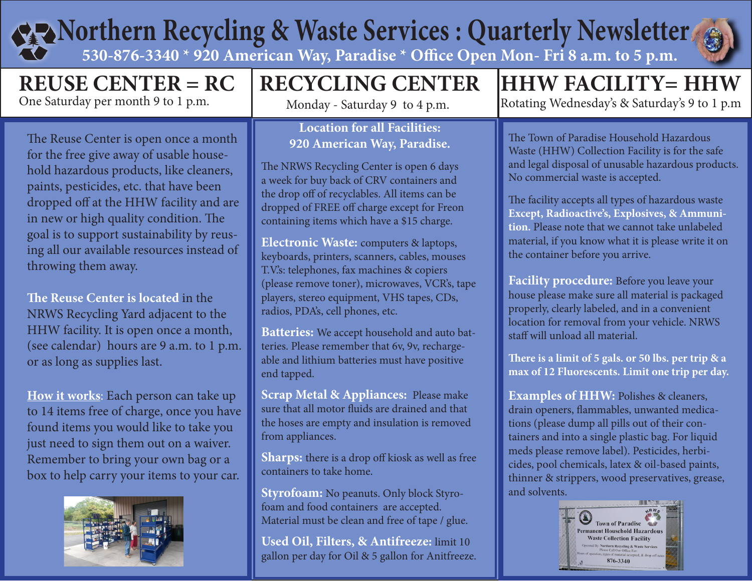# Northern Recycling & Waste Services : Quarterly Newsletter

**530-876-3340 * 920 American Way, Paradise * Office Open Mon- Fri 8 a.m. to 5 p.m.**

## REUSE CENTER = RC

One Saturday per month 9 to 1 p.m.

The Reuse Center is open once a month for the free give away of usable household hazardous products, like cleaners, paints, pesticides, etc. that have been dropped off at the HHW facility and are in new or high quality condition. The goal is to support sustainability by reusing all our available resources instead of throwing them away.

**The Reuse Center is located** in the NRWS Recycling Yard adjacent to the HHW facility. It is open once a month, (see calendar) hours are 9 a.m. to 1 p.m. or as long as supplies last.

**How it works**: Each person can take up to 14 items free of charge, once you have found items you would like to take you just need to sign them out on a waiver. Remember to bring your own bag or a box to help carry your items to your car.

## RECYCLING CENTER

Monday - Saturday 9 to 4 p.m.

**Location for all Facilities: 920 American Way, Paradise.**

The NRWS Recycling Center is open 6 days a week for buy back of CRV containers and the drop off of recyclables. All items can be dropped of FREE off charge except for Freon containing items which have a $15 charge.

**Electronic Waste:** computers & laptops, keyboards, printers, scanners, cables, mouses T.V.'s: telephones, fax machines & copiers (please remove toner), microwaves, VCR's, tape players, stereo equipment, VHS tapes, CDs, radios, PDA's, cell phones, etc.

**Batteries:** We accept household and auto batteries. Please remember that 6v, 9v, rechargeable and lithium batteries must have positive end tapped.

**Scrap Metal & Appliances:** Please make sure that all motor fluids are drained and that the hoses are empty and insulation is removed from appliances.

**Sharps:** there is a drop off kiosk as well as free containers to take home.

**Styrofoam:** No peanuts. Only block Styrofoam and food containers are accepted. Material must be clean and free of tape / glue.

**Used Oil, Filters, & Antifreeze:** limit 10 gallon per day for Oil & 5 gallon for Anitfreeze.

## HHW FACILITY= HHW

Rotating Wednesday's & Saturday's 9 to 1 p.m

The Town of Paradise Household Hazardous Waste (HHW) Collection Facility is for the safe and legal disposal of unusable hazardous products. No commercial waste is accepted.

The facility accepts all types of hazardous waste **Except, Radioactive's, Explosives, & Ammunition.** Please note that we cannot take unlabeled material, if you know what it is please write it on the container before you arrive.

**Facility procedure:** Before you leave your house please make sure all material is packaged properly, clearly labeled, and in a convenient location for removal from your vehicle. NRWS staff will unload all material.

**There is a limit of 5 gals. or 50 lbs. per trip & a max of 12 Fluorescents. Limit one trip per day.**

**Examples of HHW:** Polishes & cleaners, drain openers, flammables, unwanted medications (please dump all pills out of their containers and into a single plastic bag. For liquid meds please remove label). Pesticides, herbicides, pool chemicals, latex & oil-based paints, thinner & strippers, wood preservatives, grease, and solvents.